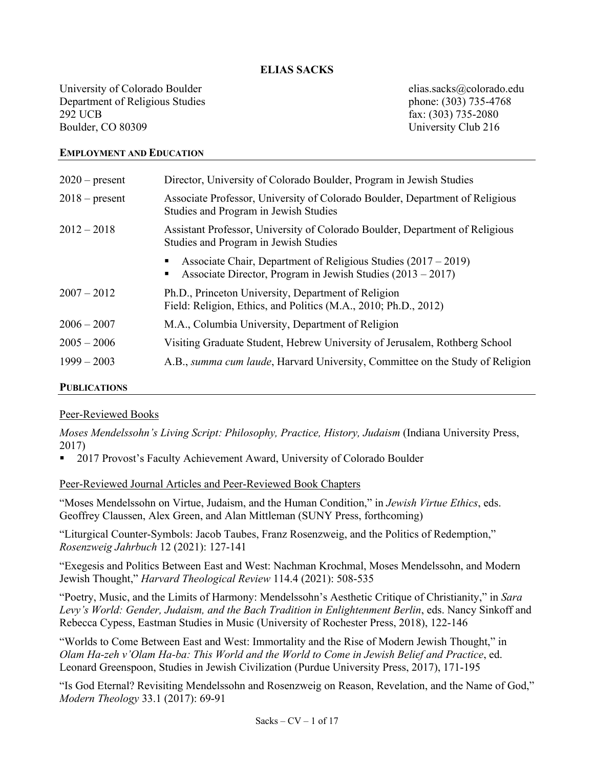# ELIAS SACKS

University of Colorado Boulder
Department of Religious Studies
292 UCB
Boulder, CO 80309

elias.sacks@colorado.edu
phone: (303) 735-4768
fax: (303) 735-2080
University Club 216

## EMPLOYMENT AND EDUCATION

| | |
|---|---|
| 2020 – present | Director, University of Colorado Boulder, Program in Jewish Studies |
| 2018 – present | Associate Professor, University of Colorado Boulder, Department of Religious Studies and Program in Jewish Studies |
| 2012 – 2018 | Assistant Professor, University of Colorado Boulder, Department of Religious Studies and Program in Jewish Studies |
| | ▪ Associate Chair, Department of Religious Studies (2017 – 2019)<br>▪ Associate Director, Program in Jewish Studies (2013 – 2017) |
| 2007 – 2012 | Ph.D., Princeton University, Department of Religion<br>Field: Religion, Ethics, and Politics (M.A., 2010; Ph.D., 2012) |
| 2006 – 2007 | M.A., Columbia University, Department of Religion |
| 2005 – 2006 | Visiting Graduate Student, Hebrew University of Jerusalem, Rothberg School |
| 1999 – 2003 | A.B., *summa cum laude*, Harvard University, Committee on the Study of Religion |

## PUBLICATIONS

### Peer-Reviewed Books

*Moses Mendelssohn's Living Script: Philosophy, Practice, History, Judaism* (Indiana University Press, 2017)

- 2017 Provost's Faculty Achievement Award, University of Colorado Boulder

### Peer-Reviewed Journal Articles and Peer-Reviewed Book Chapters

"Moses Mendelssohn on Virtue, Judaism, and the Human Condition," in *Jewish Virtue Ethics*, eds. Geoffrey Claussen, Alex Green, and Alan Mittleman (SUNY Press, forthcoming)

"Liturgical Counter-Symbols: Jacob Taubes, Franz Rosenzweig, and the Politics of Redemption," *Rosenzweig Jahrbuch* 12 (2021): 127-141

"Exegesis and Politics Between East and West: Nachman Krochmal, Moses Mendelssohn, and Modern Jewish Thought," *Harvard Theological Review* 114.4 (2021): 508-535

"Poetry, Music, and the Limits of Harmony: Mendelssohn's Aesthetic Critique of Christianity," in *Sara Levy's World: Gender, Judaism, and the Bach Tradition in Enlightenment Berlin*, eds. Nancy Sinkoff and Rebecca Cypess, Eastman Studies in Music (University of Rochester Press, 2018), 122-146

"Worlds to Come Between East and West: Immortality and the Rise of Modern Jewish Thought," in *Olam Ha-zeh v'Olam Ha-ba: This World and the World to Come in Jewish Belief and Practice*, ed. Leonard Greenspoon, Studies in Jewish Civilization (Purdue University Press, 2017), 171-195

"Is God Eternal? Revisiting Mendelssohn and Rosenzweig on Reason, Revelation, and the Name of God," *Modern Theology* 33.1 (2017): 69-91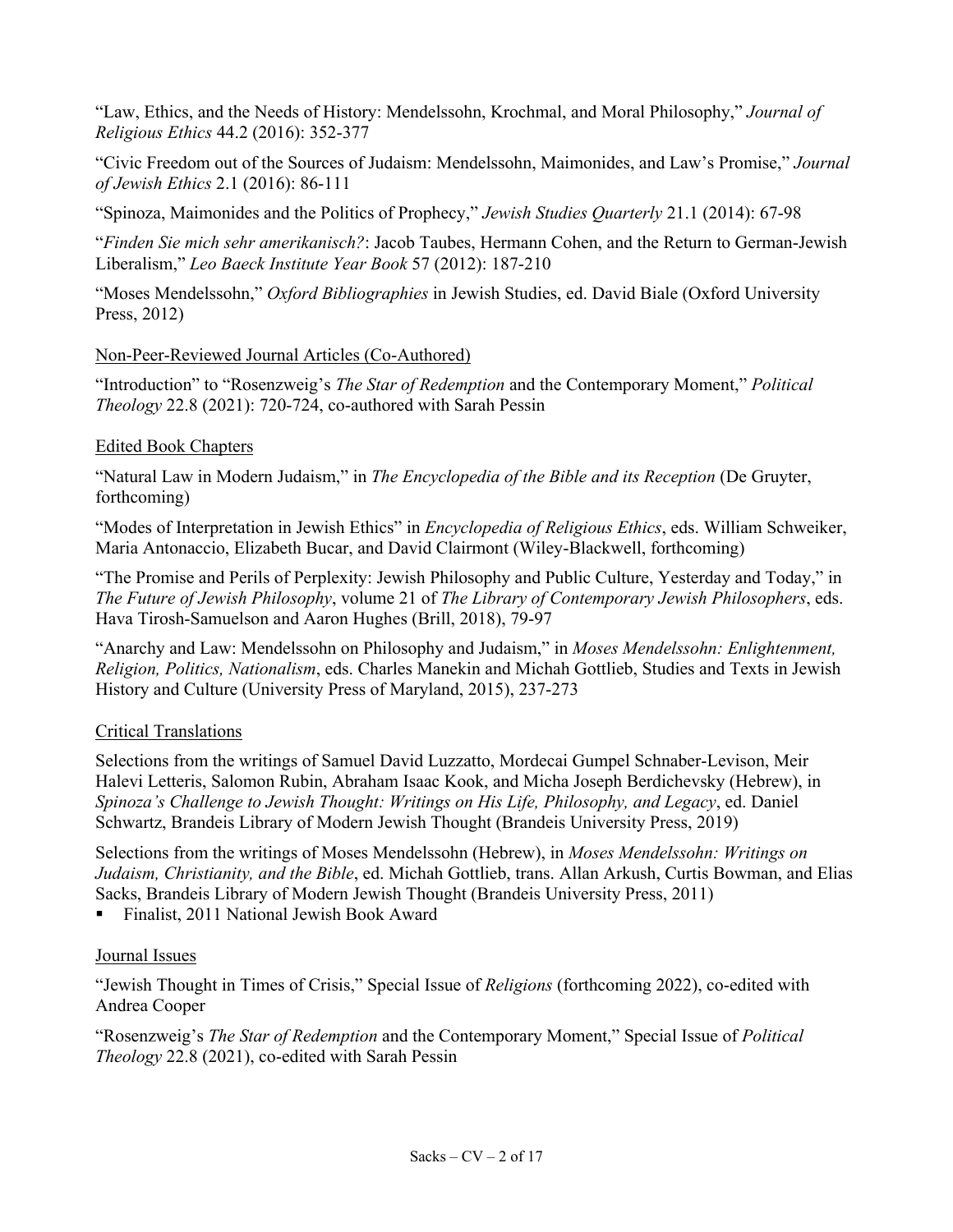"Law, Ethics, and the Needs of History: Mendelssohn, Krochmal, and Moral Philosophy," *Journal of Religious Ethics* 44.2 (2016): 352-377

"Civic Freedom out of the Sources of Judaism: Mendelssohn, Maimonides, and Law's Promise," *Journal of Jewish Ethics* 2.1 (2016): 86-111

"Spinoza, Maimonides and the Politics of Prophecy," *Jewish Studies Quarterly* 21.1 (2014): 67-98

"*Finden Sie mich sehr amerikanisch?*: Jacob Taubes, Hermann Cohen, and the Return to German-Jewish Liberalism," *Leo Baeck Institute Year Book* 57 (2012): 187-210

"Moses Mendelssohn," *Oxford Bibliographies* in Jewish Studies, ed. David Biale (Oxford University Press, 2012)

<u>Non-Peer-Reviewed Journal Articles (Co-Authored)</u>

"Introduction" to "Rosenzweig's *The Star of Redemption* and the Contemporary Moment," *Political Theology* 22.8 (2021): 720-724, co-authored with Sarah Pessin

<u>Edited Book Chapters</u>

"Natural Law in Modern Judaism," in *The Encyclopedia of the Bible and its Reception* (De Gruyter, forthcoming)

"Modes of Interpretation in Jewish Ethics" in *Encyclopedia of Religious Ethics*, eds. William Schweiker, Maria Antonaccio, Elizabeth Bucar, and David Clairmont (Wiley-Blackwell, forthcoming)

"The Promise and Perils of Perplexity: Jewish Philosophy and Public Culture, Yesterday and Today," in *The Future of Jewish Philosophy*, volume 21 of *The Library of Contemporary Jewish Philosophers*, eds. Hava Tirosh-Samuelson and Aaron Hughes (Brill, 2018), 79-97

"Anarchy and Law: Mendelssohn on Philosophy and Judaism," in *Moses Mendelssohn: Enlightenment, Religion, Politics, Nationalism*, eds. Charles Manekin and Michah Gottlieb, Studies and Texts in Jewish History and Culture (University Press of Maryland, 2015), 237-273

<u>Critical Translations</u>

Selections from the writings of Samuel David Luzzatto, Mordecai Gumpel Schnaber-Levison, Meir Halevi Letteris, Salomon Rubin, Abraham Isaac Kook, and Micha Joseph Berdichevsky (Hebrew), in *Spinoza's Challenge to Jewish Thought: Writings on His Life, Philosophy, and Legacy*, ed. Daniel Schwartz, Brandeis Library of Modern Jewish Thought (Brandeis University Press, 2019)

Selections from the writings of Moses Mendelssohn (Hebrew), in *Moses Mendelssohn: Writings on Judaism, Christianity, and the Bible*, ed. Michah Gottlieb, trans. Allan Arkush, Curtis Bowman, and Elias Sacks, Brandeis Library of Modern Jewish Thought (Brandeis University Press, 2011)

- Finalist, 2011 National Jewish Book Award

<u>Journal Issues</u>

"Jewish Thought in Times of Crisis," Special Issue of *Religions* (forthcoming 2022), co-edited with Andrea Cooper

"Rosenzweig's *The Star of Redemption* and the Contemporary Moment," Special Issue of *Political Theology* 22.8 (2021), co-edited with Sarah Pessin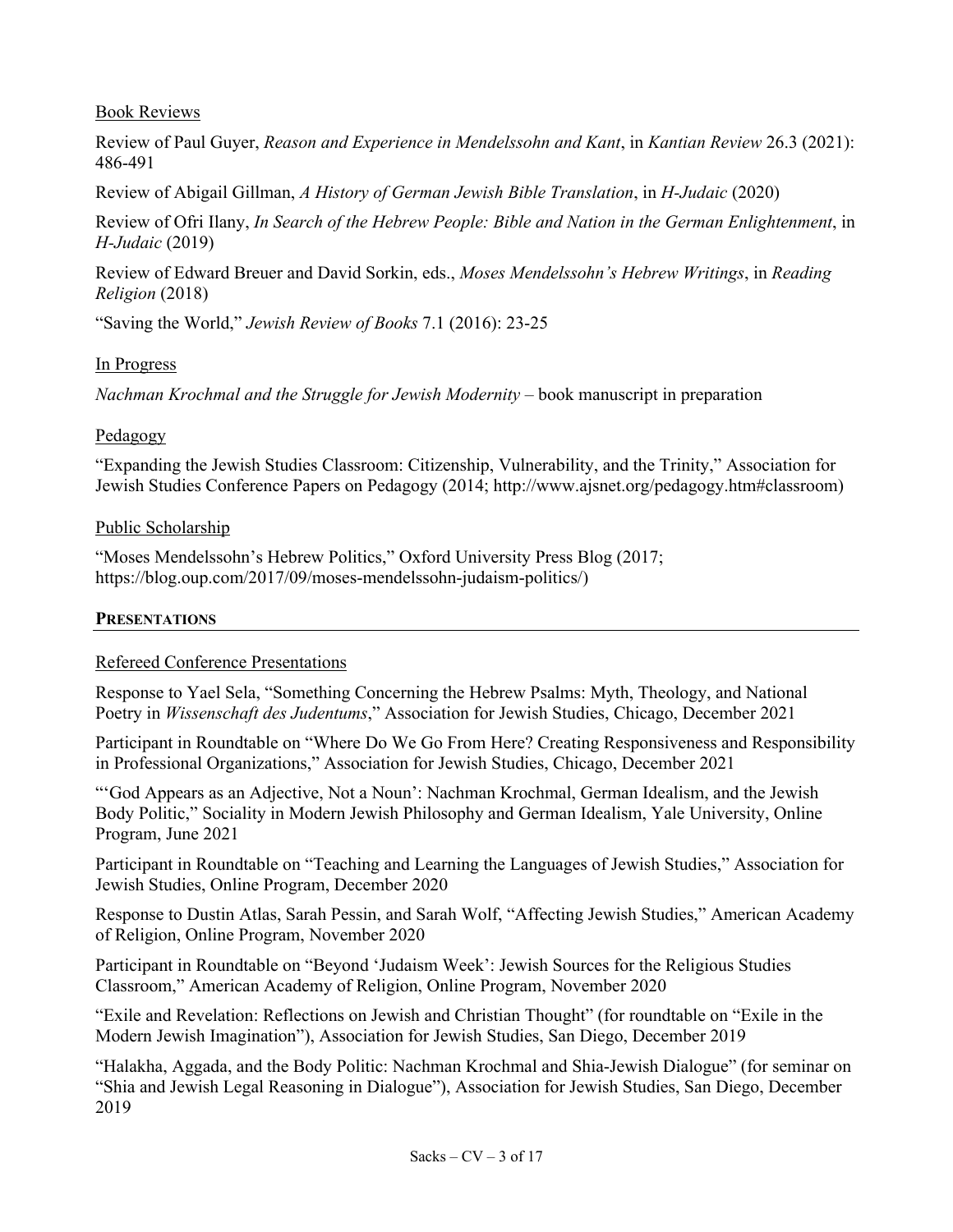Book Reviews

Review of Paul Guyer, *Reason and Experience in Mendelssohn and Kant*, in *Kantian Review* 26.3 (2021): 486-491

Review of Abigail Gillman, *A History of German Jewish Bible Translation*, in *H-Judaic* (2020)

Review of Ofri Ilany, *In Search of the Hebrew People: Bible and Nation in the German Enlightenment*, in *H-Judaic* (2019)

Review of Edward Breuer and David Sorkin, eds., *Moses Mendelssohn's Hebrew Writings*, in *Reading Religion* (2018)

"Saving the World," *Jewish Review of Books* 7.1 (2016): 23-25

In Progress

*Nachman Krochmal and the Struggle for Jewish Modernity* – book manuscript in preparation

Pedagogy

"Expanding the Jewish Studies Classroom: Citizenship, Vulnerability, and the Trinity," Association for Jewish Studies Conference Papers on Pedagogy (2014; http://www.ajsnet.org/pedagogy.htm#classroom)

Public Scholarship

"Moses Mendelssohn's Hebrew Politics," Oxford University Press Blog (2017; https://blog.oup.com/2017/09/moses-mendelssohn-judaism-politics/)

## PRESENTATIONS

Refereed Conference Presentations

Response to Yael Sela, "Something Concerning the Hebrew Psalms: Myth, Theology, and National Poetry in *Wissenschaft des Judentums*," Association for Jewish Studies, Chicago, December 2021

Participant in Roundtable on "Where Do We Go From Here? Creating Responsiveness and Responsibility in Professional Organizations," Association for Jewish Studies, Chicago, December 2021

"'God Appears as an Adjective, Not a Noun': Nachman Krochmal, German Idealism, and the Jewish Body Politic," Sociality in Modern Jewish Philosophy and German Idealism, Yale University, Online Program, June 2021

Participant in Roundtable on "Teaching and Learning the Languages of Jewish Studies," Association for Jewish Studies, Online Program, December 2020

Response to Dustin Atlas, Sarah Pessin, and Sarah Wolf, "Affecting Jewish Studies," American Academy of Religion, Online Program, November 2020

Participant in Roundtable on "Beyond 'Judaism Week': Jewish Sources for the Religious Studies Classroom," American Academy of Religion, Online Program, November 2020

"Exile and Revelation: Reflections on Jewish and Christian Thought" (for roundtable on "Exile in the Modern Jewish Imagination"), Association for Jewish Studies, San Diego, December 2019

"Halakha, Aggada, and the Body Politic: Nachman Krochmal and Shia-Jewish Dialogue" (for seminar on "Shia and Jewish Legal Reasoning in Dialogue"), Association for Jewish Studies, San Diego, December 2019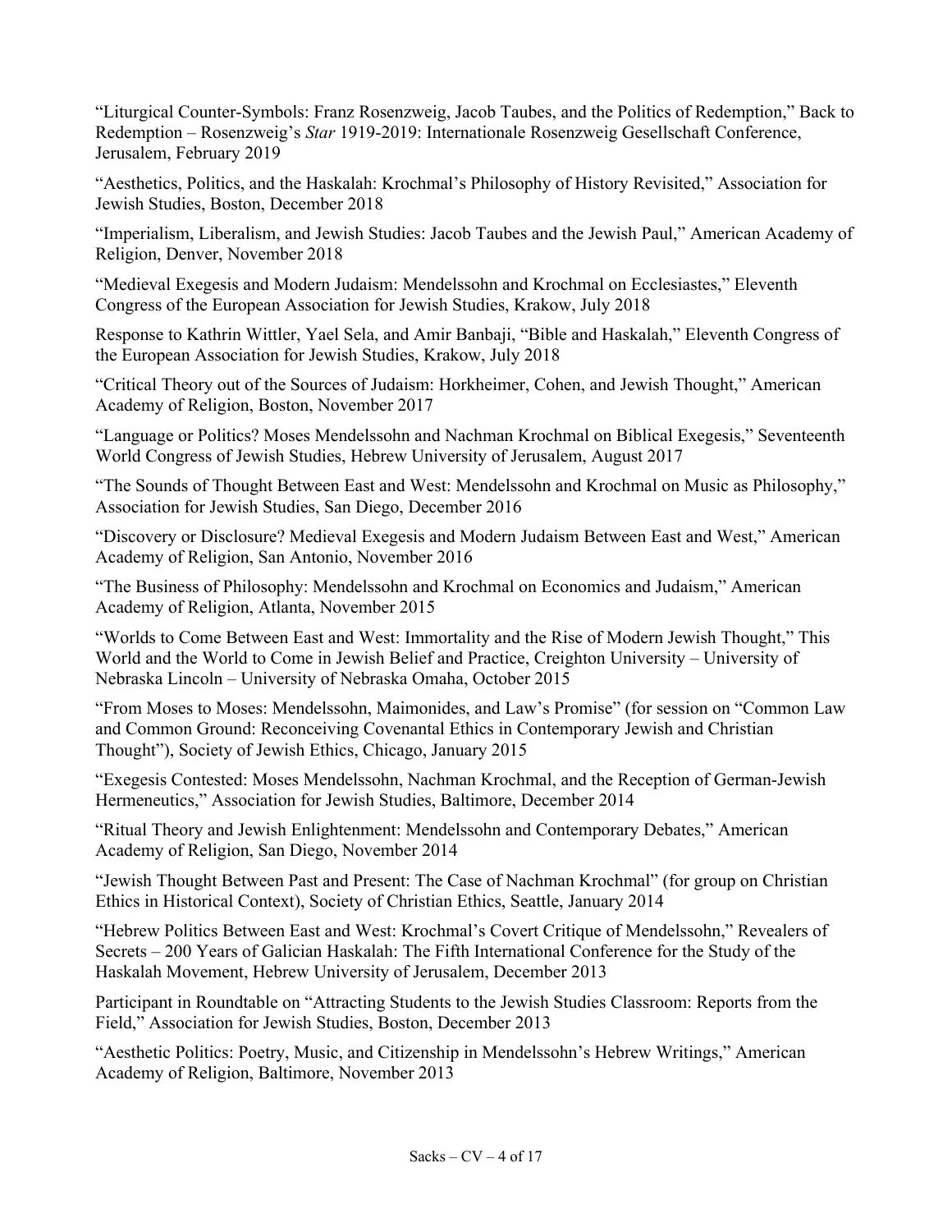"Liturgical Counter-Symbols: Franz Rosenzweig, Jacob Taubes, and the Politics of Redemption," Back to Redemption – Rosenzweig's *Star* 1919-2019: Internationale Rosenzweig Gesellschaft Conference, Jerusalem, February 2019

"Aesthetics, Politics, and the Haskalah: Krochmal's Philosophy of History Revisited," Association for Jewish Studies, Boston, December 2018

"Imperialism, Liberalism, and Jewish Studies: Jacob Taubes and the Jewish Paul," American Academy of Religion, Denver, November 2018

"Medieval Exegesis and Modern Judaism: Mendelssohn and Krochmal on Ecclesiastes," Eleventh Congress of the European Association for Jewish Studies, Krakow, July 2018

Response to Kathrin Wittler, Yael Sela, and Amir Banbaji, "Bible and Haskalah," Eleventh Congress of the European Association for Jewish Studies, Krakow, July 2018

"Critical Theory out of the Sources of Judaism: Horkheimer, Cohen, and Jewish Thought," American Academy of Religion, Boston, November 2017

"Language or Politics? Moses Mendelssohn and Nachman Krochmal on Biblical Exegesis," Seventeenth World Congress of Jewish Studies, Hebrew University of Jerusalem, August 2017

"The Sounds of Thought Between East and West: Mendelssohn and Krochmal on Music as Philosophy," Association for Jewish Studies, San Diego, December 2016

"Discovery or Disclosure? Medieval Exegesis and Modern Judaism Between East and West," American Academy of Religion, San Antonio, November 2016

"The Business of Philosophy: Mendelssohn and Krochmal on Economics and Judaism," American Academy of Religion, Atlanta, November 2015

"Worlds to Come Between East and West: Immortality and the Rise of Modern Jewish Thought," This World and the World to Come in Jewish Belief and Practice, Creighton University – University of Nebraska Lincoln – University of Nebraska Omaha, October 2015

"From Moses to Moses: Mendelssohn, Maimonides, and Law's Promise" (for session on "Common Law and Common Ground: Reconceiving Covenantal Ethics in Contemporary Jewish and Christian Thought"), Society of Jewish Ethics, Chicago, January 2015

"Exegesis Contested: Moses Mendelssohn, Nachman Krochmal, and the Reception of German-Jewish Hermeneutics," Association for Jewish Studies, Baltimore, December 2014

"Ritual Theory and Jewish Enlightenment: Mendelssohn and Contemporary Debates," American Academy of Religion, San Diego, November 2014

"Jewish Thought Between Past and Present: The Case of Nachman Krochmal" (for group on Christian Ethics in Historical Context), Society of Christian Ethics, Seattle, January 2014

"Hebrew Politics Between East and West: Krochmal's Covert Critique of Mendelssohn," Revealers of Secrets – 200 Years of Galician Haskalah: The Fifth International Conference for the Study of the Haskalah Movement, Hebrew University of Jerusalem, December 2013

Participant in Roundtable on "Attracting Students to the Jewish Studies Classroom: Reports from the Field," Association for Jewish Studies, Boston, December 2013

"Aesthetic Politics: Poetry, Music, and Citizenship in Mendelssohn's Hebrew Writings," American Academy of Religion, Baltimore, November 2013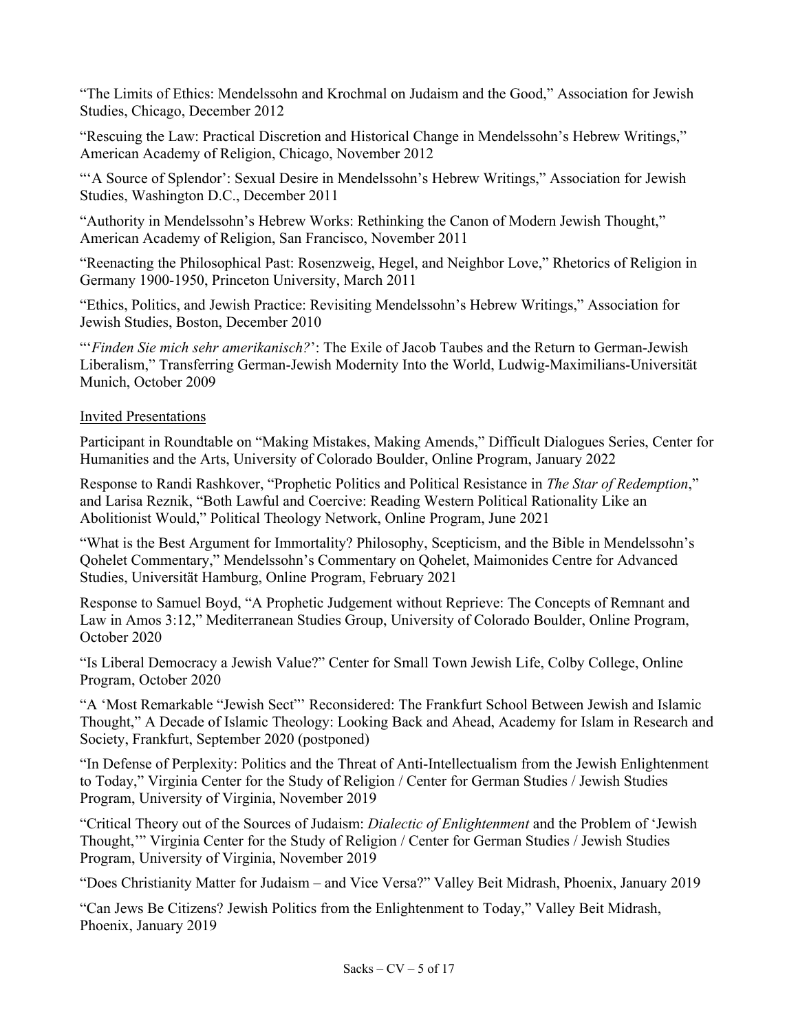"The Limits of Ethics: Mendelssohn and Krochmal on Judaism and the Good," Association for Jewish Studies, Chicago, December 2012

"Rescuing the Law: Practical Discretion and Historical Change in Mendelssohn's Hebrew Writings," American Academy of Religion, Chicago, November 2012

"'A Source of Splendor': Sexual Desire in Mendelssohn's Hebrew Writings," Association for Jewish Studies, Washington D.C., December 2011

"Authority in Mendelssohn's Hebrew Works: Rethinking the Canon of Modern Jewish Thought," American Academy of Religion, San Francisco, November 2011

"Reenacting the Philosophical Past: Rosenzweig, Hegel, and Neighbor Love," Rhetorics of Religion in Germany 1900-1950, Princeton University, March 2011

"Ethics, Politics, and Jewish Practice: Revisiting Mendelssohn's Hebrew Writings," Association for Jewish Studies, Boston, December 2010

"'*Finden Sie mich sehr amerikanisch?*': The Exile of Jacob Taubes and the Return to German-Jewish Liberalism," Transferring German-Jewish Modernity Into the World, Ludwig-Maximilians-Universität Munich, October 2009

<u>Invited Presentations</u>

Participant in Roundtable on "Making Mistakes, Making Amends," Difficult Dialogues Series, Center for Humanities and the Arts, University of Colorado Boulder, Online Program, January 2022

Response to Randi Rashkover, "Prophetic Politics and Political Resistance in *The Star of Redemption*," and Larisa Reznik, "Both Lawful and Coercive: Reading Western Political Rationality Like an Abolitionist Would," Political Theology Network, Online Program, June 2021

"What is the Best Argument for Immortality? Philosophy, Scepticism, and the Bible in Mendelssohn's Qohelet Commentary," Mendelssohn's Commentary on Qohelet, Maimonides Centre for Advanced Studies, Universität Hamburg, Online Program, February 2021

Response to Samuel Boyd, "A Prophetic Judgement without Reprieve: The Concepts of Remnant and Law in Amos 3:12," Mediterranean Studies Group, University of Colorado Boulder, Online Program, October 2020

"Is Liberal Democracy a Jewish Value?" Center for Small Town Jewish Life, Colby College, Online Program, October 2020

"A 'Most Remarkable "Jewish Sect"' Reconsidered: The Frankfurt School Between Jewish and Islamic Thought," A Decade of Islamic Theology: Looking Back and Ahead, Academy for Islam in Research and Society, Frankfurt, September 2020 (postponed)

"In Defense of Perplexity: Politics and the Threat of Anti-Intellectualism from the Jewish Enlightenment to Today," Virginia Center for the Study of Religion / Center for German Studies / Jewish Studies Program, University of Virginia, November 2019

"Critical Theory out of the Sources of Judaism: *Dialectic of Enlightenment* and the Problem of 'Jewish Thought,'" Virginia Center for the Study of Religion / Center for German Studies / Jewish Studies Program, University of Virginia, November 2019

"Does Christianity Matter for Judaism – and Vice Versa?" Valley Beit Midrash, Phoenix, January 2019

"Can Jews Be Citizens? Jewish Politics from the Enlightenment to Today," Valley Beit Midrash, Phoenix, January 2019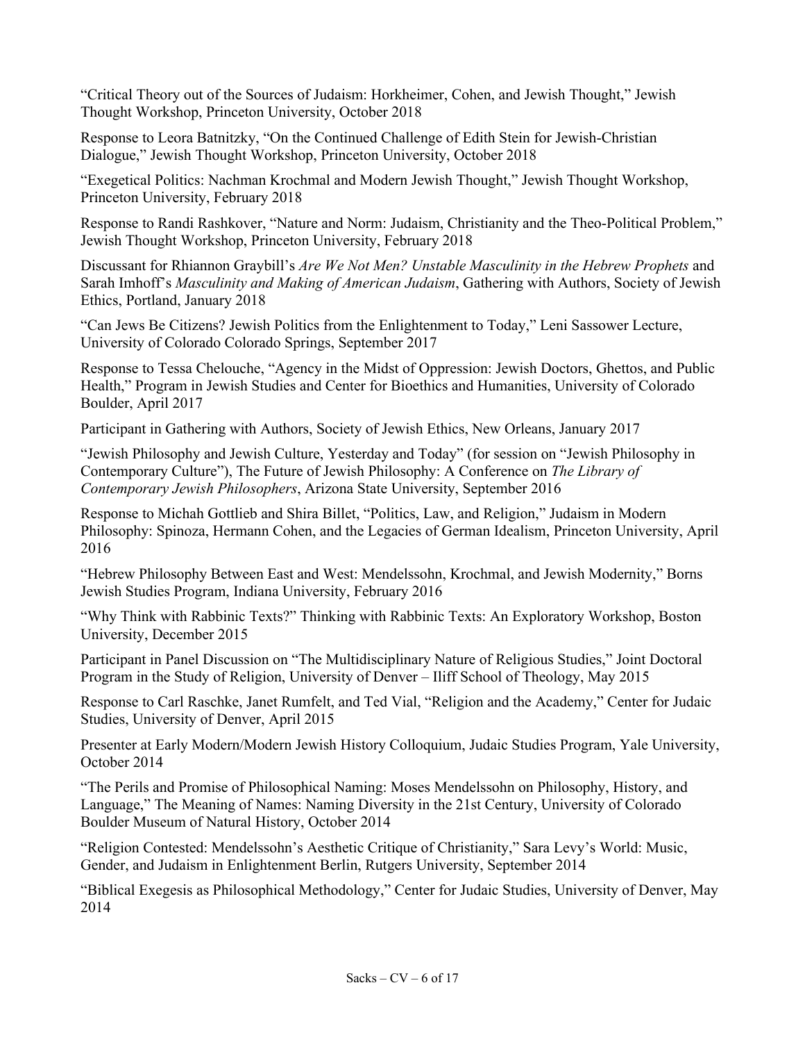"Critical Theory out of the Sources of Judaism: Horkheimer, Cohen, and Jewish Thought," Jewish Thought Workshop, Princeton University, October 2018

Response to Leora Batnitzky, "On the Continued Challenge of Edith Stein for Jewish-Christian Dialogue," Jewish Thought Workshop, Princeton University, October 2018

"Exegetical Politics: Nachman Krochmal and Modern Jewish Thought," Jewish Thought Workshop, Princeton University, February 2018

Response to Randi Rashkover, "Nature and Norm: Judaism, Christianity and the Theo-Political Problem," Jewish Thought Workshop, Princeton University, February 2018

Discussant for Rhiannon Graybill's *Are We Not Men? Unstable Masculinity in the Hebrew Prophets* and Sarah Imhoff's *Masculinity and Making of American Judaism*, Gathering with Authors, Society of Jewish Ethics, Portland, January 2018

"Can Jews Be Citizens? Jewish Politics from the Enlightenment to Today," Leni Sassower Lecture, University of Colorado Colorado Springs, September 2017

Response to Tessa Chelouche, "Agency in the Midst of Oppression: Jewish Doctors, Ghettos, and Public Health," Program in Jewish Studies and Center for Bioethics and Humanities, University of Colorado Boulder, April 2017

Participant in Gathering with Authors, Society of Jewish Ethics, New Orleans, January 2017

"Jewish Philosophy and Jewish Culture, Yesterday and Today" (for session on "Jewish Philosophy in Contemporary Culture"), The Future of Jewish Philosophy: A Conference on *The Library of Contemporary Jewish Philosophers*, Arizona State University, September 2016

Response to Michah Gottlieb and Shira Billet, "Politics, Law, and Religion," Judaism in Modern Philosophy: Spinoza, Hermann Cohen, and the Legacies of German Idealism, Princeton University, April 2016

"Hebrew Philosophy Between East and West: Mendelssohn, Krochmal, and Jewish Modernity," Borns Jewish Studies Program, Indiana University, February 2016

"Why Think with Rabbinic Texts?" Thinking with Rabbinic Texts: An Exploratory Workshop, Boston University, December 2015

Participant in Panel Discussion on "The Multidisciplinary Nature of Religious Studies," Joint Doctoral Program in the Study of Religion, University of Denver – Iliff School of Theology, May 2015

Response to Carl Raschke, Janet Rumfelt, and Ted Vial, "Religion and the Academy," Center for Judaic Studies, University of Denver, April 2015

Presenter at Early Modern/Modern Jewish History Colloquium, Judaic Studies Program, Yale University, October 2014

"The Perils and Promise of Philosophical Naming: Moses Mendelssohn on Philosophy, History, and Language," The Meaning of Names: Naming Diversity in the 21st Century, University of Colorado Boulder Museum of Natural History, October 2014

"Religion Contested: Mendelssohn's Aesthetic Critique of Christianity," Sara Levy's World: Music, Gender, and Judaism in Enlightenment Berlin, Rutgers University, September 2014

"Biblical Exegesis as Philosophical Methodology," Center for Judaic Studies, University of Denver, May 2014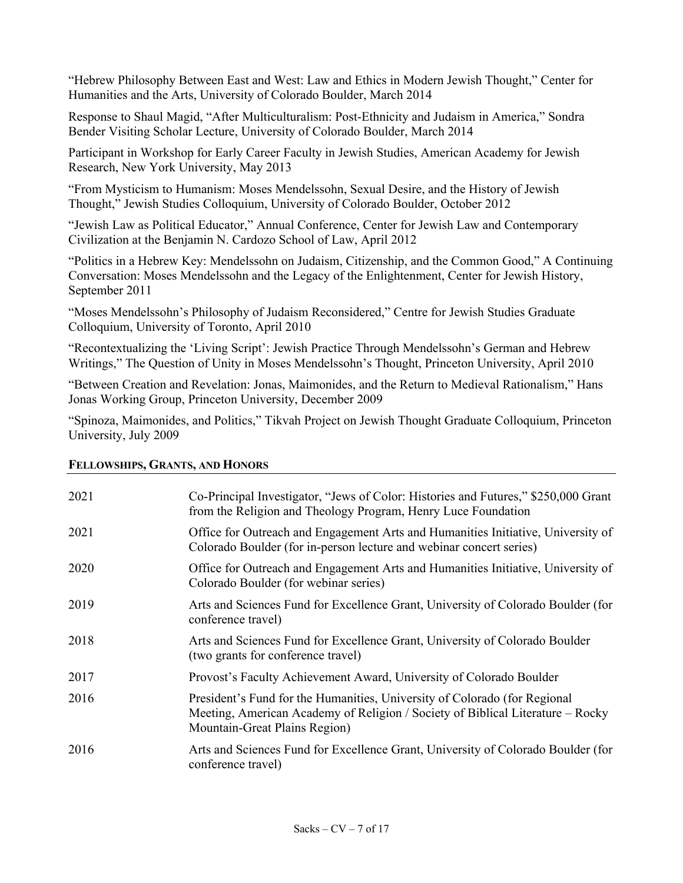"Hebrew Philosophy Between East and West: Law and Ethics in Modern Jewish Thought," Center for Humanities and the Arts, University of Colorado Boulder, March 2014

Response to Shaul Magid, "After Multiculturalism: Post-Ethnicity and Judaism in America," Sondra Bender Visiting Scholar Lecture, University of Colorado Boulder, March 2014

Participant in Workshop for Early Career Faculty in Jewish Studies, American Academy for Jewish Research, New York University, May 2013

"From Mysticism to Humanism: Moses Mendelssohn, Sexual Desire, and the History of Jewish Thought," Jewish Studies Colloquium, University of Colorado Boulder, October 2012

"Jewish Law as Political Educator," Annual Conference, Center for Jewish Law and Contemporary Civilization at the Benjamin N. Cardozo School of Law, April 2012

"Politics in a Hebrew Key: Mendelssohn on Judaism, Citizenship, and the Common Good," A Continuing Conversation: Moses Mendelssohn and the Legacy of the Enlightenment, Center for Jewish History, September 2011

"Moses Mendelssohn's Philosophy of Judaism Reconsidered," Centre for Jewish Studies Graduate Colloquium, University of Toronto, April 2010

"Recontextualizing the 'Living Script': Jewish Practice Through Mendelssohn's German and Hebrew Writings," The Question of Unity in Moses Mendelssohn's Thought, Princeton University, April 2010

"Between Creation and Revelation: Jonas, Maimonides, and the Return to Medieval Rationalism," Hans Jonas Working Group, Princeton University, December 2009

"Spinoza, Maimonides, and Politics," Tikvah Project on Jewish Thought Graduate Colloquium, Princeton University, July 2009

## Fellowships, Grants, and Honors

| | |
|---|---|
| 2021 | Co-Principal Investigator, "Jews of Color: Histories and Futures," $250,000 Grant from the Religion and Theology Program, Henry Luce Foundation |
| 2021 | Office for Outreach and Engagement Arts and Humanities Initiative, University of Colorado Boulder (for in-person lecture and webinar concert series) |
| 2020 | Office for Outreach and Engagement Arts and Humanities Initiative, University of Colorado Boulder (for webinar series) |
| 2019 | Arts and Sciences Fund for Excellence Grant, University of Colorado Boulder (for conference travel) |
| 2018 | Arts and Sciences Fund for Excellence Grant, University of Colorado Boulder (two grants for conference travel) |
| 2017 | Provost's Faculty Achievement Award, University of Colorado Boulder |
| 2016 | President's Fund for the Humanities, University of Colorado (for Regional Meeting, American Academy of Religion / Society of Biblical Literature – Rocky Mountain-Great Plains Region) |
| 2016 | Arts and Sciences Fund for Excellence Grant, University of Colorado Boulder (for conference travel) |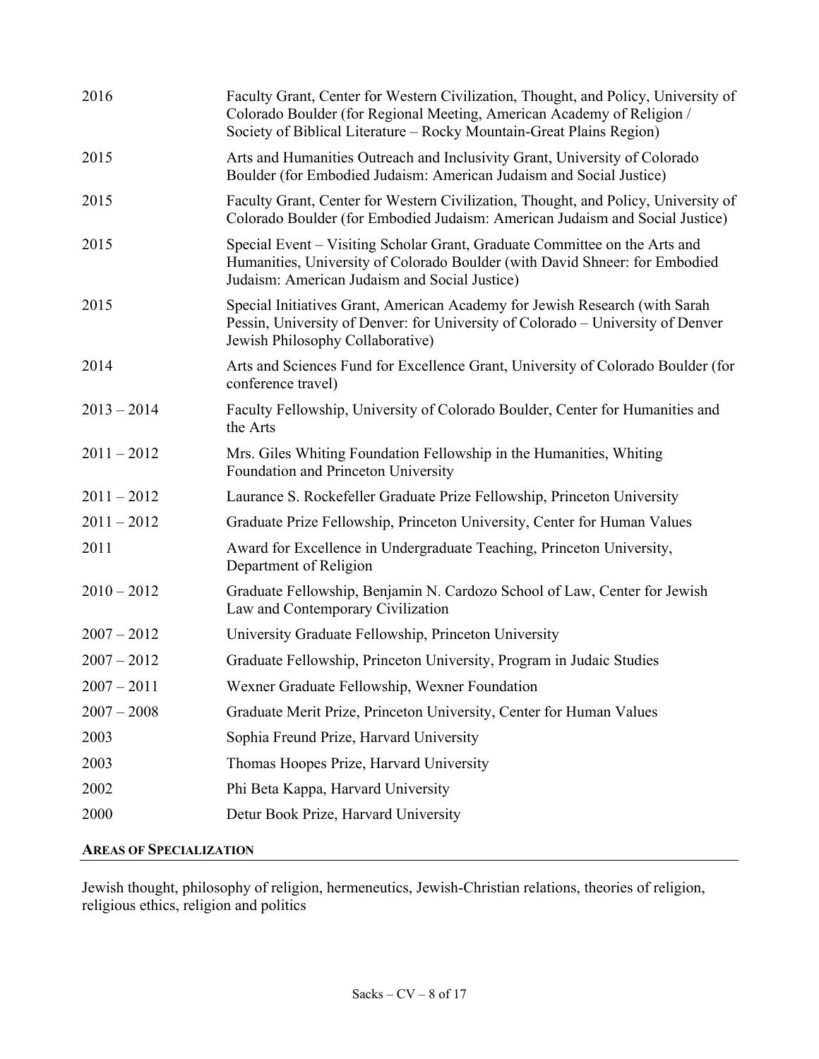| | |
|---|---|
| 2016 | Faculty Grant, Center for Western Civilization, Thought, and Policy, University of Colorado Boulder (for Regional Meeting, American Academy of Religion / Society of Biblical Literature – Rocky Mountain-Great Plains Region) |
| 2015 | Arts and Humanities Outreach and Inclusivity Grant, University of Colorado Boulder (for Embodied Judaism: American Judaism and Social Justice) |
| 2015 | Faculty Grant, Center for Western Civilization, Thought, and Policy, University of Colorado Boulder (for Embodied Judaism: American Judaism and Social Justice) |
| 2015 | Special Event – Visiting Scholar Grant, Graduate Committee on the Arts and Humanities, University of Colorado Boulder (with David Shneer: for Embodied Judaism: American Judaism and Social Justice) |
| 2015 | Special Initiatives Grant, American Academy for Jewish Research (with Sarah Pessin, University of Denver: for University of Colorado – University of Denver Jewish Philosophy Collaborative) |
| 2014 | Arts and Sciences Fund for Excellence Grant, University of Colorado Boulder (for conference travel) |
| 2013 – 2014 | Faculty Fellowship, University of Colorado Boulder, Center for Humanities and the Arts |
| 2011 – 2012 | Mrs. Giles Whiting Foundation Fellowship in the Humanities, Whiting Foundation and Princeton University |
| 2011 – 2012 | Laurance S. Rockefeller Graduate Prize Fellowship, Princeton University |
| 2011 – 2012 | Graduate Prize Fellowship, Princeton University, Center for Human Values |
| 2011 | Award for Excellence in Undergraduate Teaching, Princeton University, Department of Religion |
| 2010 – 2012 | Graduate Fellowship, Benjamin N. Cardozo School of Law, Center for Jewish Law and Contemporary Civilization |
| 2007 – 2012 | University Graduate Fellowship, Princeton University |
| 2007 – 2012 | Graduate Fellowship, Princeton University, Program in Judaic Studies |
| 2007 – 2011 | Wexner Graduate Fellowship, Wexner Foundation |
| 2007 – 2008 | Graduate Merit Prize, Princeton University, Center for Human Values |
| 2003 | Sophia Freund Prize, Harvard University |
| 2003 | Thomas Hoopes Prize, Harvard University |
| 2002 | Phi Beta Kappa, Harvard University |
| 2000 | Detur Book Prize, Harvard University |

## AREAS OF SPECIALIZATION

Jewish thought, philosophy of religion, hermeneutics, Jewish-Christian relations, theories of religion, religious ethics, religion and politics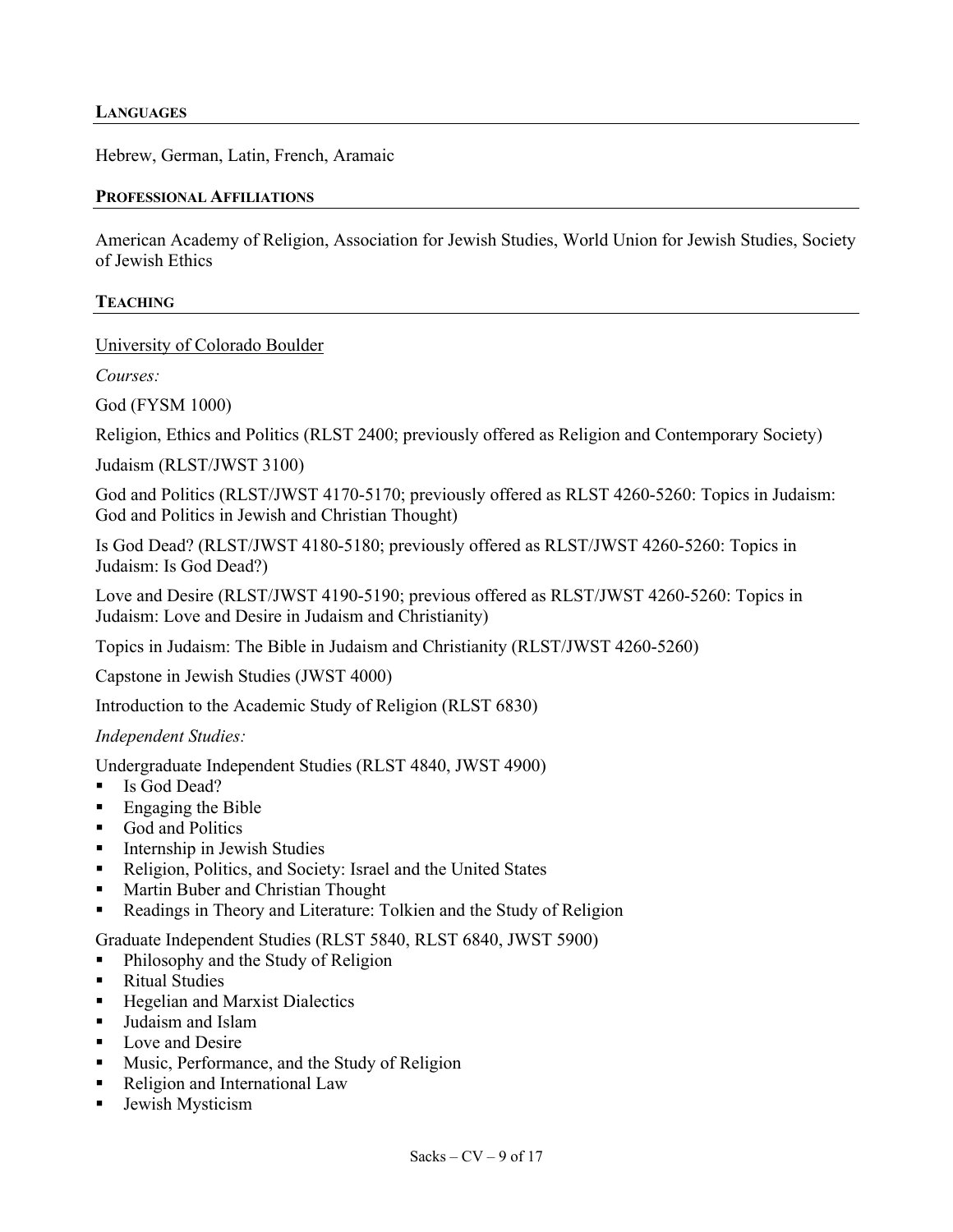## LANGUAGES

Hebrew, German, Latin, French, Aramaic

## PROFESSIONAL AFFILIATIONS

American Academy of Religion, Association for Jewish Studies, World Union for Jewish Studies, Society of Jewish Ethics

## TEACHING

<u>University of Colorado Boulder</u>

*Courses:*

God (FYSM 1000)

Religion, Ethics and Politics (RLST 2400; previously offered as Religion and Contemporary Society)

Judaism (RLST/JWST 3100)

God and Politics (RLST/JWST 4170-5170; previously offered as RLST 4260-5260: Topics in Judaism: God and Politics in Jewish and Christian Thought)

Is God Dead? (RLST/JWST 4180-5180; previously offered as RLST/JWST 4260-5260: Topics in Judaism: Is God Dead?)

Love and Desire (RLST/JWST 4190-5190; previous offered as RLST/JWST 4260-5260: Topics in Judaism: Love and Desire in Judaism and Christianity)

Topics in Judaism: The Bible in Judaism and Christianity (RLST/JWST 4260-5260)

Capstone in Jewish Studies (JWST 4000)

Introduction to the Academic Study of Religion (RLST 6830)

*Independent Studies:*

Undergraduate Independent Studies (RLST 4840, JWST 4900)

- Is God Dead?
- Engaging the Bible
- God and Politics
- Internship in Jewish Studies
- Religion, Politics, and Society: Israel and the United States
- Martin Buber and Christian Thought
- Readings in Theory and Literature: Tolkien and the Study of Religion

Graduate Independent Studies (RLST 5840, RLST 6840, JWST 5900)

- Philosophy and the Study of Religion
- Ritual Studies
- Hegelian and Marxist Dialectics
- Judaism and Islam
- Love and Desire
- Music, Performance, and the Study of Religion
- Religion and International Law
- Jewish Mysticism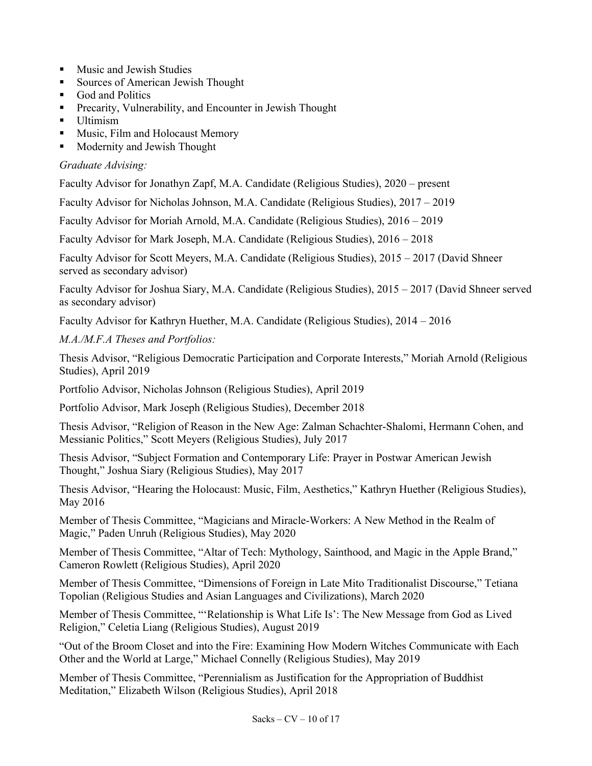- Music and Jewish Studies
- Sources of American Jewish Thought
- God and Politics
- Precarity, Vulnerability, and Encounter in Jewish Thought
- Ultimism
- Music, Film and Holocaust Memory
- Modernity and Jewish Thought

*Graduate Advising:*

Faculty Advisor for Jonathyn Zapf, M.A. Candidate (Religious Studies), 2020 – present

Faculty Advisor for Nicholas Johnson, M.A. Candidate (Religious Studies), 2017 – 2019

Faculty Advisor for Moriah Arnold, M.A. Candidate (Religious Studies), 2016 – 2019

Faculty Advisor for Mark Joseph, M.A. Candidate (Religious Studies), 2016 – 2018

Faculty Advisor for Scott Meyers, M.A. Candidate (Religious Studies), 2015 – 2017 (David Shneer served as secondary advisor)

Faculty Advisor for Joshua Siary, M.A. Candidate (Religious Studies), 2015 – 2017 (David Shneer served as secondary advisor)

Faculty Advisor for Kathryn Huether, M.A. Candidate (Religious Studies), 2014 – 2016

*M.A./M.F.A Theses and Portfolios:*

Thesis Advisor, "Religious Democratic Participation and Corporate Interests," Moriah Arnold (Religious Studies), April 2019

Portfolio Advisor, Nicholas Johnson (Religious Studies), April 2019

Portfolio Advisor, Mark Joseph (Religious Studies), December 2018

Thesis Advisor, "Religion of Reason in the New Age: Zalman Schachter-Shalomi, Hermann Cohen, and Messianic Politics," Scott Meyers (Religious Studies), July 2017

Thesis Advisor, "Subject Formation and Contemporary Life: Prayer in Postwar American Jewish Thought," Joshua Siary (Religious Studies), May 2017

Thesis Advisor, "Hearing the Holocaust: Music, Film, Aesthetics," Kathryn Huether (Religious Studies), May 2016

Member of Thesis Committee, "Magicians and Miracle-Workers: A New Method in the Realm of Magic," Paden Unruh (Religious Studies), May 2020

Member of Thesis Committee, "Altar of Tech: Mythology, Sainthood, and Magic in the Apple Brand," Cameron Rowlett (Religious Studies), April 2020

Member of Thesis Committee, "Dimensions of Foreign in Late Mito Traditionalist Discourse," Tetiana Topolian (Religious Studies and Asian Languages and Civilizations), March 2020

Member of Thesis Committee, "'Relationship is What Life Is': The New Message from God as Lived Religion," Celetia Liang (Religious Studies), August 2019

"Out of the Broom Closet and into the Fire: Examining How Modern Witches Communicate with Each Other and the World at Large," Michael Connelly (Religious Studies), May 2019

Member of Thesis Committee, "Perennialism as Justification for the Appropriation of Buddhist Meditation," Elizabeth Wilson (Religious Studies), April 2018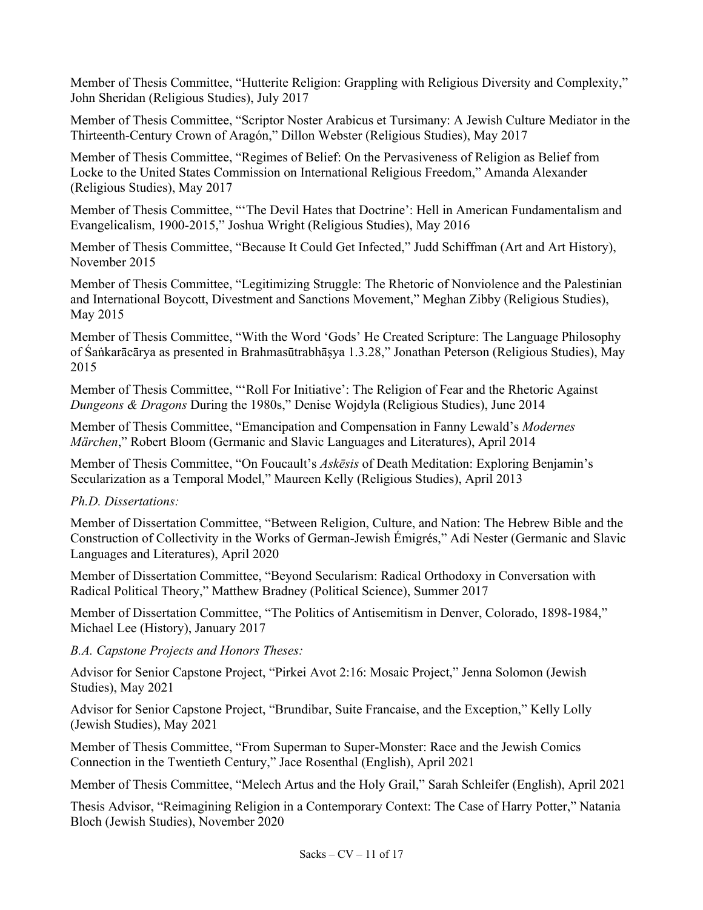Member of Thesis Committee, "Hutterite Religion: Grappling with Religious Diversity and Complexity," John Sheridan (Religious Studies), July 2017

Member of Thesis Committee, "Scriptor Noster Arabicus et Tursimany: A Jewish Culture Mediator in the Thirteenth-Century Crown of Aragón," Dillon Webster (Religious Studies), May 2017

Member of Thesis Committee, "Regimes of Belief: On the Pervasiveness of Religion as Belief from Locke to the United States Commission on International Religious Freedom," Amanda Alexander (Religious Studies), May 2017

Member of Thesis Committee, "'The Devil Hates that Doctrine': Hell in American Fundamentalism and Evangelicalism, 1900-2015," Joshua Wright (Religious Studies), May 2016

Member of Thesis Committee, "Because It Could Get Infected," Judd Schiffman (Art and Art History), November 2015

Member of Thesis Committee, "Legitimizing Struggle: The Rhetoric of Nonviolence and the Palestinian and International Boycott, Divestment and Sanctions Movement," Meghan Zibby (Religious Studies), May 2015

Member of Thesis Committee, "With the Word 'Gods' He Created Scripture: The Language Philosophy of Śaṅkarācārya as presented in Brahmasūtrabhāṣya 1.3.28," Jonathan Peterson (Religious Studies), May 2015

Member of Thesis Committee, "'Roll For Initiative': The Religion of Fear and the Rhetoric Against *Dungeons & Dragons* During the 1980s," Denise Wojdyla (Religious Studies), June 2014

Member of Thesis Committee, "Emancipation and Compensation in Fanny Lewald's *Modernes Märchen*," Robert Bloom (Germanic and Slavic Languages and Literatures), April 2014

Member of Thesis Committee, "On Foucault's *Askēsis* of Death Meditation: Exploring Benjamin's Secularization as a Temporal Model," Maureen Kelly (Religious Studies), April 2013

*Ph.D. Dissertations:*

Member of Dissertation Committee, "Between Religion, Culture, and Nation: The Hebrew Bible and the Construction of Collectivity in the Works of German-Jewish Émigrés," Adi Nester (Germanic and Slavic Languages and Literatures), April 2020

Member of Dissertation Committee, "Beyond Secularism: Radical Orthodoxy in Conversation with Radical Political Theory," Matthew Bradney (Political Science), Summer 2017

Member of Dissertation Committee, "The Politics of Antisemitism in Denver, Colorado, 1898-1984," Michael Lee (History), January 2017

*B.A. Capstone Projects and Honors Theses:*

Advisor for Senior Capstone Project, "Pirkei Avot 2:16: Mosaic Project," Jenna Solomon (Jewish Studies), May 2021

Advisor for Senior Capstone Project, "Brundibar, Suite Francaise, and the Exception," Kelly Lolly (Jewish Studies), May 2021

Member of Thesis Committee, "From Superman to Super-Monster: Race and the Jewish Comics Connection in the Twentieth Century," Jace Rosenthal (English), April 2021

Member of Thesis Committee, "Melech Artus and the Holy Grail," Sarah Schleifer (English), April 2021

Thesis Advisor, "Reimagining Religion in a Contemporary Context: The Case of Harry Potter," Natania Bloch (Jewish Studies), November 2020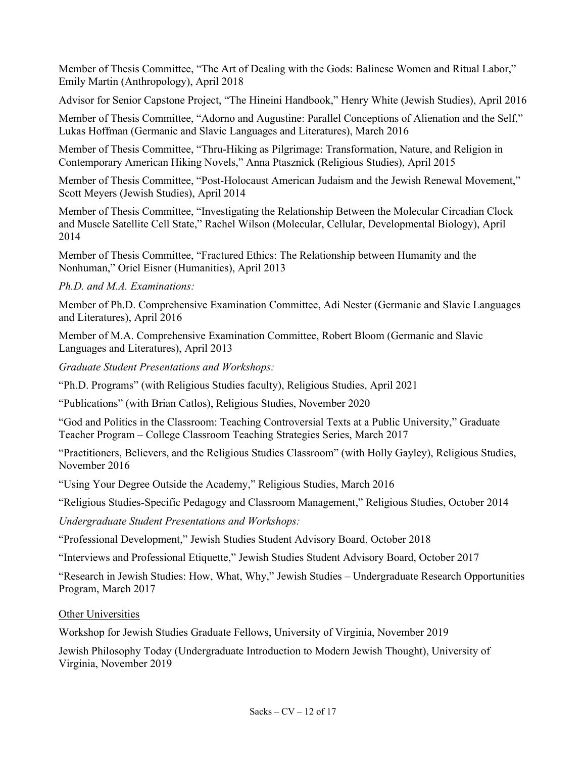Member of Thesis Committee, "The Art of Dealing with the Gods: Balinese Women and Ritual Labor," Emily Martin (Anthropology), April 2018

Advisor for Senior Capstone Project, "The Hineini Handbook," Henry White (Jewish Studies), April 2016

Member of Thesis Committee, "Adorno and Augustine: Parallel Conceptions of Alienation and the Self," Lukas Hoffman (Germanic and Slavic Languages and Literatures), March 2016

Member of Thesis Committee, "Thru-Hiking as Pilgrimage: Transformation, Nature, and Religion in Contemporary American Hiking Novels," Anna Ptasznick (Religious Studies), April 2015

Member of Thesis Committee, "Post-Holocaust American Judaism and the Jewish Renewal Movement," Scott Meyers (Jewish Studies), April 2014

Member of Thesis Committee, "Investigating the Relationship Between the Molecular Circadian Clock and Muscle Satellite Cell State," Rachel Wilson (Molecular, Cellular, Developmental Biology), April 2014

Member of Thesis Committee, "Fractured Ethics: The Relationship between Humanity and the Nonhuman," Oriel Eisner (Humanities), April 2013

*Ph.D. and M.A. Examinations:*

Member of Ph.D. Comprehensive Examination Committee, Adi Nester (Germanic and Slavic Languages and Literatures), April 2016

Member of M.A. Comprehensive Examination Committee, Robert Bloom (Germanic and Slavic Languages and Literatures), April 2013

*Graduate Student Presentations and Workshops:*

"Ph.D. Programs" (with Religious Studies faculty), Religious Studies, April 2021

"Publications" (with Brian Catlos), Religious Studies, November 2020

"God and Politics in the Classroom: Teaching Controversial Texts at a Public University," Graduate Teacher Program – College Classroom Teaching Strategies Series, March 2017

"Practitioners, Believers, and the Religious Studies Classroom" (with Holly Gayley), Religious Studies, November 2016

"Using Your Degree Outside the Academy," Religious Studies, March 2016

"Religious Studies-Specific Pedagogy and Classroom Management," Religious Studies, October 2014

*Undergraduate Student Presentations and Workshops:*

"Professional Development," Jewish Studies Student Advisory Board, October 2018

"Interviews and Professional Etiquette," Jewish Studies Student Advisory Board, October 2017

"Research in Jewish Studies: How, What, Why," Jewish Studies – Undergraduate Research Opportunities Program, March 2017

<u>Other Universities</u>

Workshop for Jewish Studies Graduate Fellows, University of Virginia, November 2019

Jewish Philosophy Today (Undergraduate Introduction to Modern Jewish Thought), University of Virginia, November 2019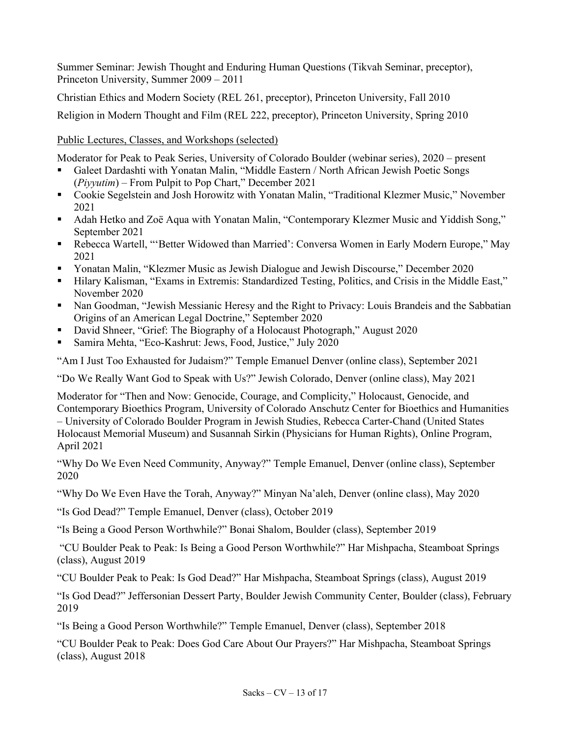Summer Seminar: Jewish Thought and Enduring Human Questions (Tikvah Seminar, preceptor), Princeton University, Summer 2009 – 2011

Christian Ethics and Modern Society (REL 261, preceptor), Princeton University, Fall 2010

Religion in Modern Thought and Film (REL 222, preceptor), Princeton University, Spring 2010

<u>Public Lectures, Classes, and Workshops (selected)</u>

Moderator for Peak to Peak Series, University of Colorado Boulder (webinar series), 2020 – present

- Galeet Dardashti with Yonatan Malin, "Middle Eastern / North African Jewish Poetic Songs (*Piyyutim*) – From Pulpit to Pop Chart," December 2021
- Cookie Segelstein and Josh Horowitz with Yonatan Malin, "Traditional Klezmer Music," November 2021
- Adah Hetko and Zoë Aqua with Yonatan Malin, "Contemporary Klezmer Music and Yiddish Song," September 2021
- Rebecca Wartell, "'Better Widowed than Married': Conversa Women in Early Modern Europe," May 2021
- Yonatan Malin, "Klezmer Music as Jewish Dialogue and Jewish Discourse," December 2020
- Hilary Kalisman, "Exams in Extremis: Standardized Testing, Politics, and Crisis in the Middle East," November 2020
- Nan Goodman, "Jewish Messianic Heresy and the Right to Privacy: Louis Brandeis and the Sabbatian Origins of an American Legal Doctrine," September 2020
- David Shneer, "Grief: The Biography of a Holocaust Photograph," August 2020
- Samira Mehta, "Eco-Kashrut: Jews, Food, Justice," July 2020

"Am I Just Too Exhausted for Judaism?" Temple Emanuel Denver (online class), September 2021

"Do We Really Want God to Speak with Us?" Jewish Colorado, Denver (online class), May 2021

Moderator for "Then and Now: Genocide, Courage, and Complicity," Holocaust, Genocide, and Contemporary Bioethics Program, University of Colorado Anschutz Center for Bioethics and Humanities – University of Colorado Boulder Program in Jewish Studies, Rebecca Carter-Chand (United States Holocaust Memorial Museum) and Susannah Sirkin (Physicians for Human Rights), Online Program, April 2021

"Why Do We Even Need Community, Anyway?" Temple Emanuel, Denver (online class), September 2020

"Why Do We Even Have the Torah, Anyway?" Minyan Na'aleh, Denver (online class), May 2020

"Is God Dead?" Temple Emanuel, Denver (class), October 2019

"Is Being a Good Person Worthwhile?" Bonai Shalom, Boulder (class), September 2019

"CU Boulder Peak to Peak: Is Being a Good Person Worthwhile?" Har Mishpacha, Steamboat Springs (class), August 2019

"CU Boulder Peak to Peak: Is God Dead?" Har Mishpacha, Steamboat Springs (class), August 2019

"Is God Dead?" Jeffersonian Dessert Party, Boulder Jewish Community Center, Boulder (class), February 2019

"Is Being a Good Person Worthwhile?" Temple Emanuel, Denver (class), September 2018

"CU Boulder Peak to Peak: Does God Care About Our Prayers?" Har Mishpacha, Steamboat Springs (class), August 2018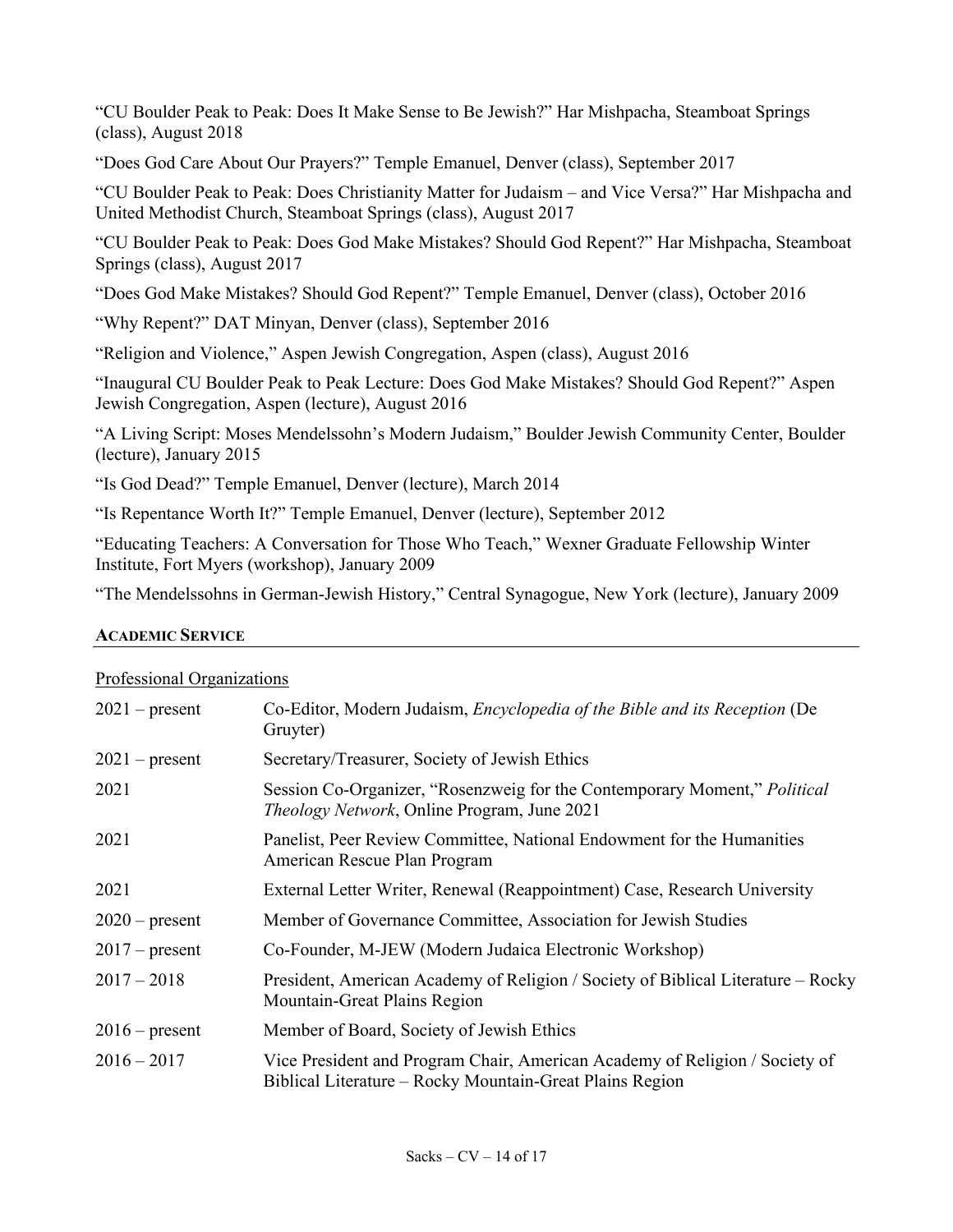"CU Boulder Peak to Peak: Does It Make Sense to Be Jewish?" Har Mishpacha, Steamboat Springs (class), August 2018

"Does God Care About Our Prayers?" Temple Emanuel, Denver (class), September 2017

"CU Boulder Peak to Peak: Does Christianity Matter for Judaism – and Vice Versa?" Har Mishpacha and United Methodist Church, Steamboat Springs (class), August 2017

"CU Boulder Peak to Peak: Does God Make Mistakes? Should God Repent?" Har Mishpacha, Steamboat Springs (class), August 2017

"Does God Make Mistakes? Should God Repent?" Temple Emanuel, Denver (class), October 2016

"Why Repent?" DAT Minyan, Denver (class), September 2016

"Religion and Violence," Aspen Jewish Congregation, Aspen (class), August 2016

"Inaugural CU Boulder Peak to Peak Lecture: Does God Make Mistakes? Should God Repent?" Aspen Jewish Congregation, Aspen (lecture), August 2016

"A Living Script: Moses Mendelssohn's Modern Judaism," Boulder Jewish Community Center, Boulder (lecture), January 2015

"Is God Dead?" Temple Emanuel, Denver (lecture), March 2014

"Is Repentance Worth It?" Temple Emanuel, Denver (lecture), September 2012

"Educating Teachers: A Conversation for Those Who Teach," Wexner Graduate Fellowship Winter Institute, Fort Myers (workshop), January 2009

"The Mendelssohns in German-Jewish History," Central Synagogue, New York (lecture), January 2009

## ACADEMIC SERVICE

Professional Organizations

| | |
|---|---|
| 2021 – present | Co-Editor, Modern Judaism, *Encyclopedia of the Bible and its Reception* (De Gruyter) |
| 2021 – present | Secretary/Treasurer, Society of Jewish Ethics |
| 2021 | Session Co-Organizer, "Rosenzweig for the Contemporary Moment," *Political Theology Network*, Online Program, June 2021 |
| 2021 | Panelist, Peer Review Committee, National Endowment for the Humanities American Rescue Plan Program |
| 2021 | External Letter Writer, Renewal (Reappointment) Case, Research University |
| 2020 – present | Member of Governance Committee, Association for Jewish Studies |
| 2017 – present | Co-Founder, M-JEW (Modern Judaica Electronic Workshop) |
| 2017 – 2018 | President, American Academy of Religion / Society of Biblical Literature – Rocky Mountain-Great Plains Region |
| 2016 – present | Member of Board, Society of Jewish Ethics |
| 2016 – 2017 | Vice President and Program Chair, American Academy of Religion / Society of Biblical Literature – Rocky Mountain-Great Plains Region |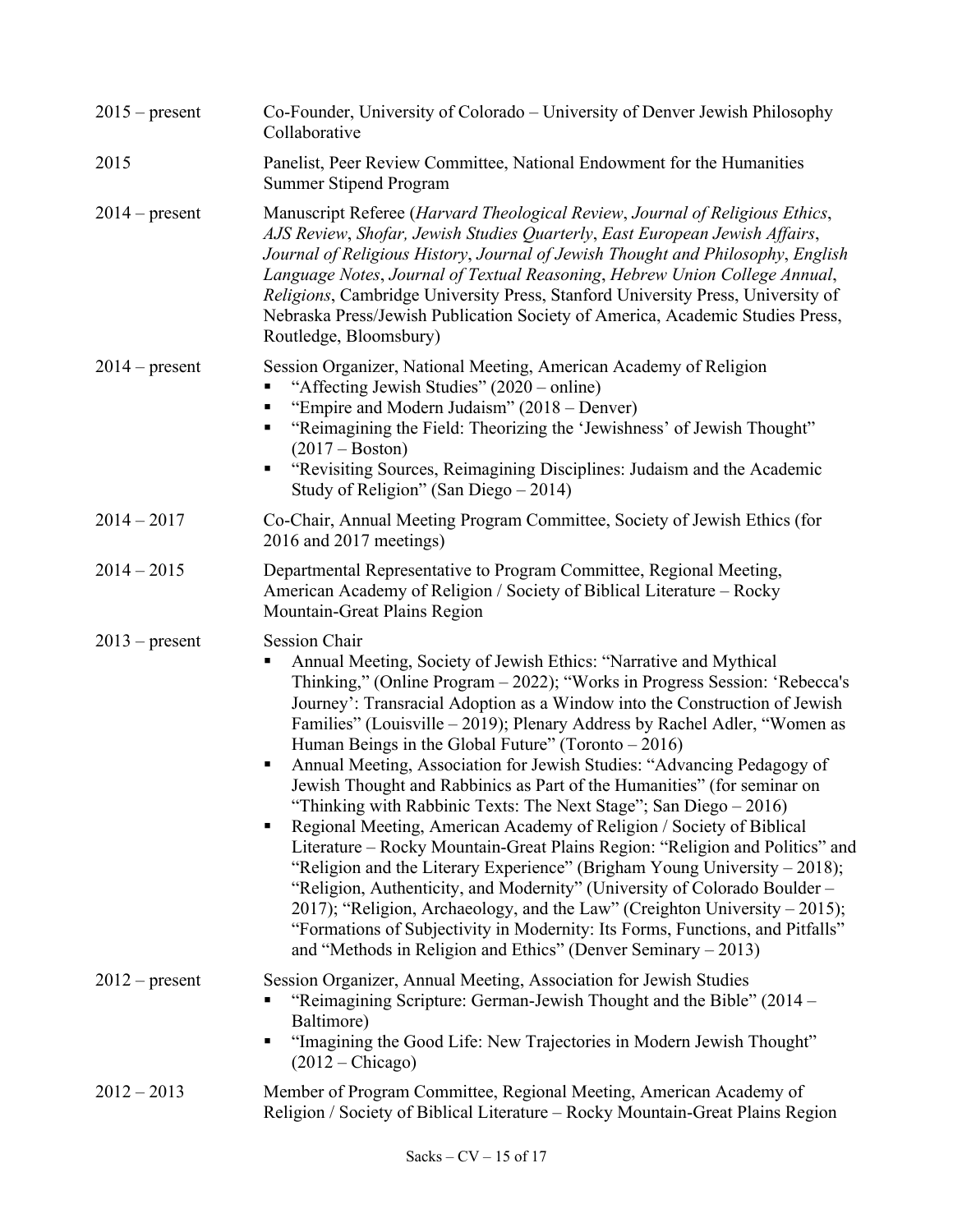2015 – present Co-Founder, University of Colorado – University of Denver Jewish Philosophy Collaborative

2015 Panelist, Peer Review Committee, National Endowment for the Humanities Summer Stipend Program

2014 – present Manuscript Referee (*Harvard Theological Review*, *Journal of Religious Ethics*, *AJS Review*, *Shofar, Jewish Studies Quarterly*, *East European Jewish Affairs*, *Journal of Religious History*, *Journal of Jewish Thought and Philosophy*, *English Language Notes*, *Journal of Textual Reasoning*, *Hebrew Union College Annual*, *Religions*, Cambridge University Press, Stanford University Press, University of Nebraska Press/Jewish Publication Society of America, Academic Studies Press, Routledge, Bloomsbury)

2014 – present Session Organizer, National Meeting, American Academy of Religion

- "Affecting Jewish Studies" (2020 – online)
- "Empire and Modern Judaism" (2018 – Denver)
- "Reimagining the Field: Theorizing the 'Jewishness' of Jewish Thought" (2017 – Boston)
- "Revisiting Sources, Reimagining Disciplines: Judaism and the Academic Study of Religion" (San Diego – 2014)

2014 – 2017 Co-Chair, Annual Meeting Program Committee, Society of Jewish Ethics (for 2016 and 2017 meetings)

2014 – 2015 Departmental Representative to Program Committee, Regional Meeting, American Academy of Religion / Society of Biblical Literature – Rocky Mountain-Great Plains Region

2013 – present Session Chair

- Annual Meeting, Society of Jewish Ethics: "Narrative and Mythical Thinking," (Online Program – 2022); "Works in Progress Session: 'Rebecca's Journey': Transracial Adoption as a Window into the Construction of Jewish Families" (Louisville – 2019); Plenary Address by Rachel Adler, "Women as Human Beings in the Global Future" (Toronto – 2016)
- Annual Meeting, Association for Jewish Studies: "Advancing Pedagogy of Jewish Thought and Rabbinics as Part of the Humanities" (for seminar on "Thinking with Rabbinic Texts: The Next Stage"; San Diego – 2016)
- Regional Meeting, American Academy of Religion / Society of Biblical Literature – Rocky Mountain-Great Plains Region: "Religion and Politics" and "Religion and the Literary Experience" (Brigham Young University – 2018); "Religion, Authenticity, and Modernity" (University of Colorado Boulder – 2017); "Religion, Archaeology, and the Law" (Creighton University – 2015); "Formations of Subjectivity in Modernity: Its Forms, Functions, and Pitfalls" and "Methods in Religion and Ethics" (Denver Seminary – 2013)

2012 – present Session Organizer, Annual Meeting, Association for Jewish Studies

- "Reimagining Scripture: German-Jewish Thought and the Bible" (2014 – Baltimore)
- "Imagining the Good Life: New Trajectories in Modern Jewish Thought" (2012 – Chicago)

2012 – 2013 Member of Program Committee, Regional Meeting, American Academy of Religion / Society of Biblical Literature – Rocky Mountain-Great Plains Region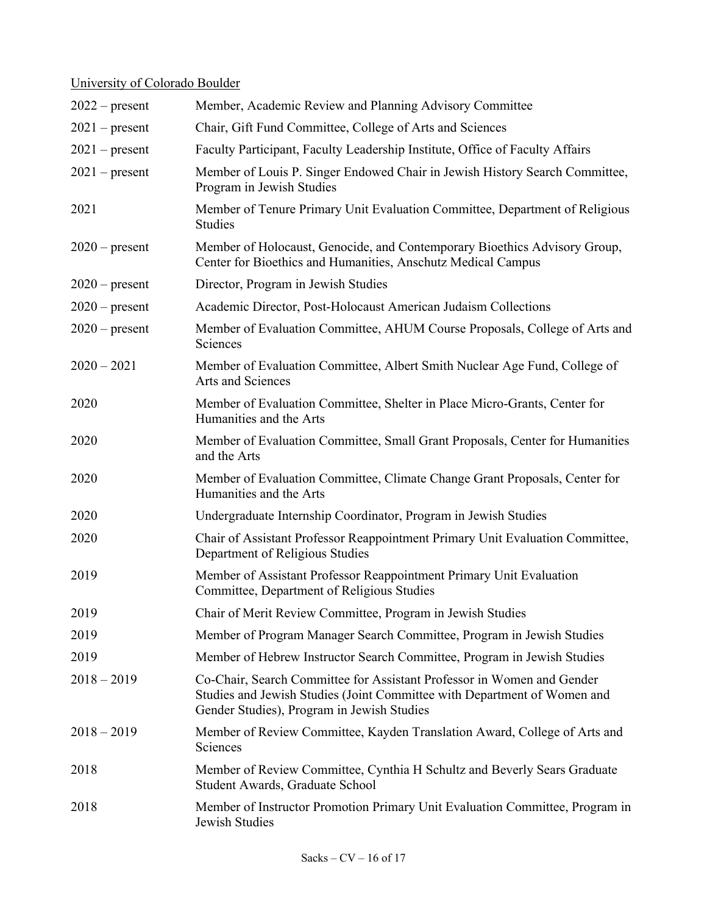University of Colorado Boulder

| | |
|---|---|
| 2022 – present | Member, Academic Review and Planning Advisory Committee |
| 2021 – present | Chair, Gift Fund Committee, College of Arts and Sciences |
| 2021 – present | Faculty Participant, Faculty Leadership Institute, Office of Faculty Affairs |
| 2021 – present | Member of Louis P. Singer Endowed Chair in Jewish History Search Committee, Program in Jewish Studies |
| 2021 | Member of Tenure Primary Unit Evaluation Committee, Department of Religious Studies |
| 2020 – present | Member of Holocaust, Genocide, and Contemporary Bioethics Advisory Group, Center for Bioethics and Humanities, Anschutz Medical Campus |
| 2020 – present | Director, Program in Jewish Studies |
| 2020 – present | Academic Director, Post-Holocaust American Judaism Collections |
| 2020 – present | Member of Evaluation Committee, AHUM Course Proposals, College of Arts and Sciences |
| 2020 – 2021 | Member of Evaluation Committee, Albert Smith Nuclear Age Fund, College of Arts and Sciences |
| 2020 | Member of Evaluation Committee, Shelter in Place Micro-Grants, Center for Humanities and the Arts |
| 2020 | Member of Evaluation Committee, Small Grant Proposals, Center for Humanities and the Arts |
| 2020 | Member of Evaluation Committee, Climate Change Grant Proposals, Center for Humanities and the Arts |
| 2020 | Undergraduate Internship Coordinator, Program in Jewish Studies |
| 2020 | Chair of Assistant Professor Reappointment Primary Unit Evaluation Committee, Department of Religious Studies |
| 2019 | Member of Assistant Professor Reappointment Primary Unit Evaluation Committee, Department of Religious Studies |
| 2019 | Chair of Merit Review Committee, Program in Jewish Studies |
| 2019 | Member of Program Manager Search Committee, Program in Jewish Studies |
| 2019 | Member of Hebrew Instructor Search Committee, Program in Jewish Studies |
| 2018 – 2019 | Co-Chair, Search Committee for Assistant Professor in Women and Gender Studies and Jewish Studies (Joint Committee with Department of Women and Gender Studies), Program in Jewish Studies |
| 2018 – 2019 | Member of Review Committee, Kayden Translation Award, College of Arts and Sciences |
| 2018 | Member of Review Committee, Cynthia H Schultz and Beverly Sears Graduate Student Awards, Graduate School |
| 2018 | Member of Instructor Promotion Primary Unit Evaluation Committee, Program in Jewish Studies |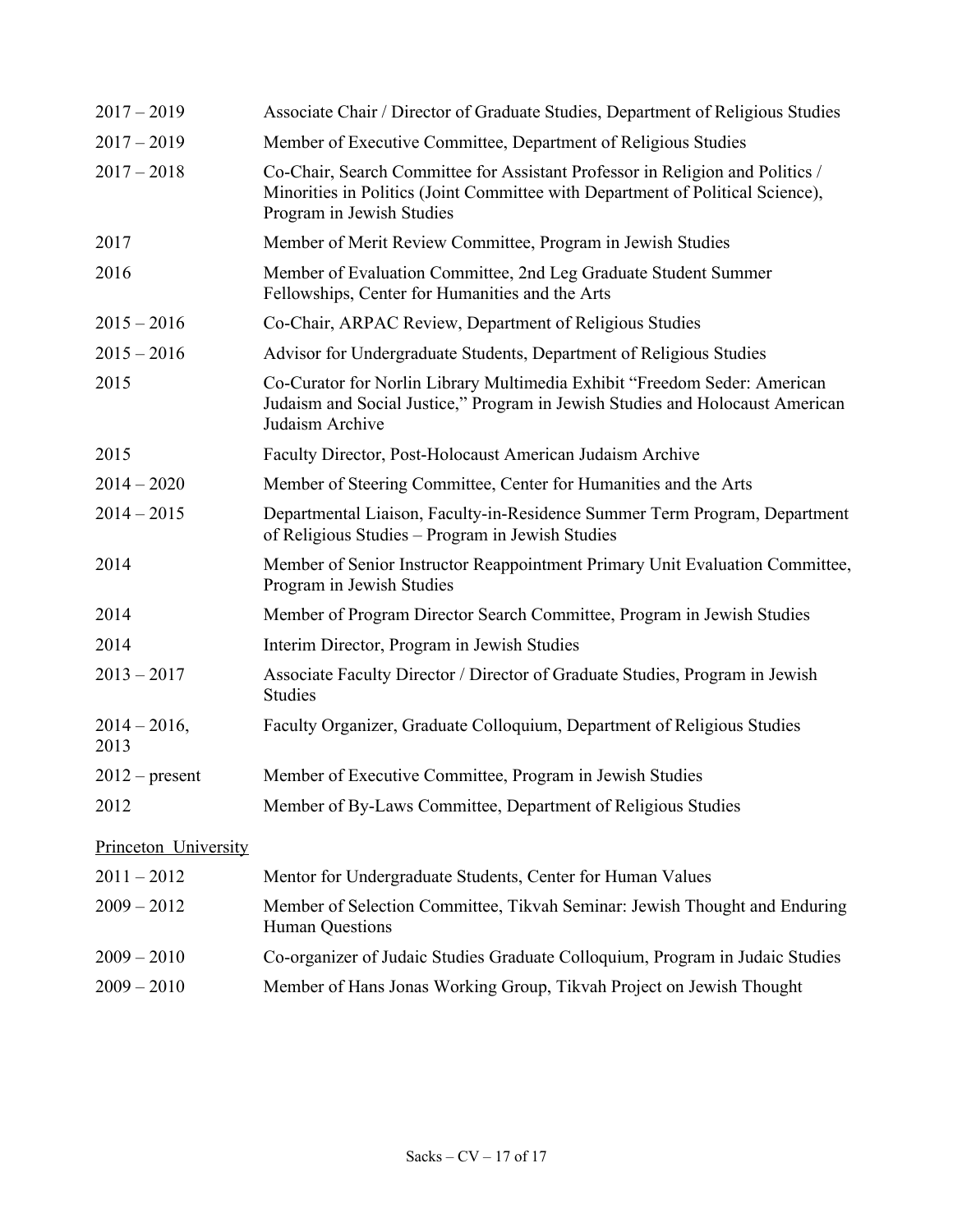| | |
|---|---|
| 2017 – 2019 | Associate Chair / Director of Graduate Studies, Department of Religious Studies |
| 2017 – 2019 | Member of Executive Committee, Department of Religious Studies |
| 2017 – 2018 | Co-Chair, Search Committee for Assistant Professor in Religion and Politics / Minorities in Politics (Joint Committee with Department of Political Science), Program in Jewish Studies |
| 2017 | Member of Merit Review Committee, Program in Jewish Studies |
| 2016 | Member of Evaluation Committee, 2nd Leg Graduate Student Summer Fellowships, Center for Humanities and the Arts |
| 2015 – 2016 | Co-Chair, ARPAC Review, Department of Religious Studies |
| 2015 – 2016 | Advisor for Undergraduate Students, Department of Religious Studies |
| 2015 | Co-Curator for Norlin Library Multimedia Exhibit "Freedom Seder: American Judaism and Social Justice," Program in Jewish Studies and Holocaust American Judaism Archive |
| 2015 | Faculty Director, Post-Holocaust American Judaism Archive |
| 2014 – 2020 | Member of Steering Committee, Center for Humanities and the Arts |
| 2014 – 2015 | Departmental Liaison, Faculty-in-Residence Summer Term Program, Department of Religious Studies – Program in Jewish Studies |
| 2014 | Member of Senior Instructor Reappointment Primary Unit Evaluation Committee, Program in Jewish Studies |
| 2014 | Member of Program Director Search Committee, Program in Jewish Studies |
| 2014 | Interim Director, Program in Jewish Studies |
| 2013 – 2017 | Associate Faculty Director / Director of Graduate Studies, Program in Jewish Studies |
| 2014 – 2016, 2013 | Faculty Organizer, Graduate Colloquium, Department of Religious Studies |
| 2012 – present | Member of Executive Committee, Program in Jewish Studies |
| 2012 | Member of By-Laws Committee, Department of Religious Studies |

Princeton University

| | |
|---|---|
| 2011 – 2012 | Mentor for Undergraduate Students, Center for Human Values |
| 2009 – 2012 | Member of Selection Committee, Tikvah Seminar: Jewish Thought and Enduring Human Questions |
| 2009 – 2010 | Co-organizer of Judaic Studies Graduate Colloquium, Program in Judaic Studies |
| 2009 – 2010 | Member of Hans Jonas Working Group, Tikvah Project on Jewish Thought |